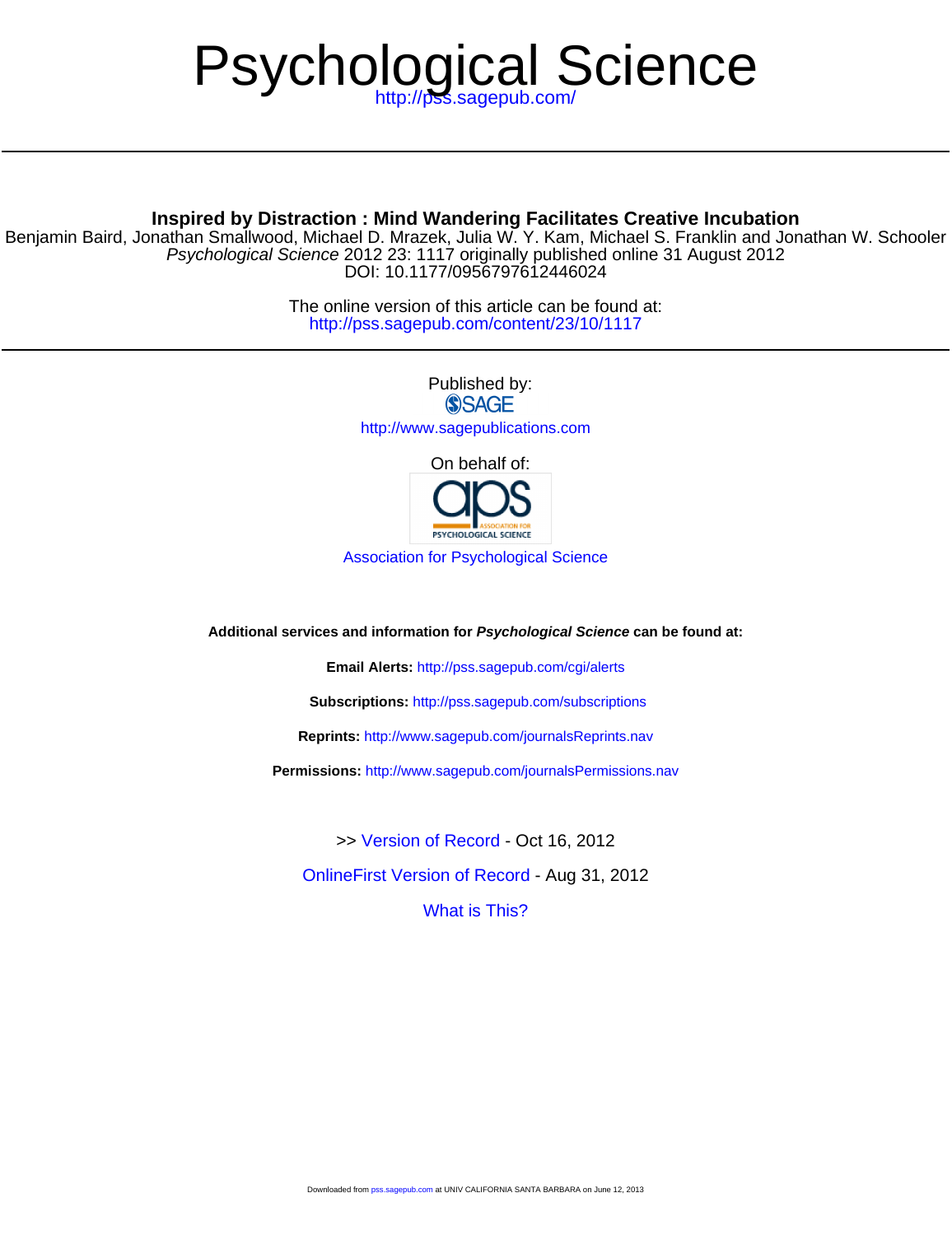# Psychological Science

http://pss.sagepub.com/

**Inspired by Distraction : Mind Wandering Facilitates Creative Incubation**

Benjamin Baird, Jonathan Smallwood, Michael D. Mrazek, Julia W. Y. Kam, Michael S. Franklin and Jonathan W. Schooler

*Psychological Science* 2012 23: 1117 originally published online 31 August 2012

DOI: 10.1177/0956797612446024

The online version of this article can be found at:
http://pss.sagepub.com/content/23/10/1117

Published by:

SAGE

http://www.sagepublications.com

On behalf of:

aps ASSOCIATION FOR PSYCHOLOGICAL SCIENCE

Association for Psychological Science

**Additional services and information for *Psychological Science* can be found at:**

**Email Alerts:** http://pss.sagepub.com/cgi/alerts

**Subscriptions:** http://pss.sagepub.com/subscriptions

**Reprints:** http://www.sagepub.com/journalsReprints.nav

**Permissions:** http://www.sagepub.com/journalsPermissions.nav

>> Version of Record - Oct 16, 2012

OnlineFirst Version of Record - Aug 31, 2012

What is This?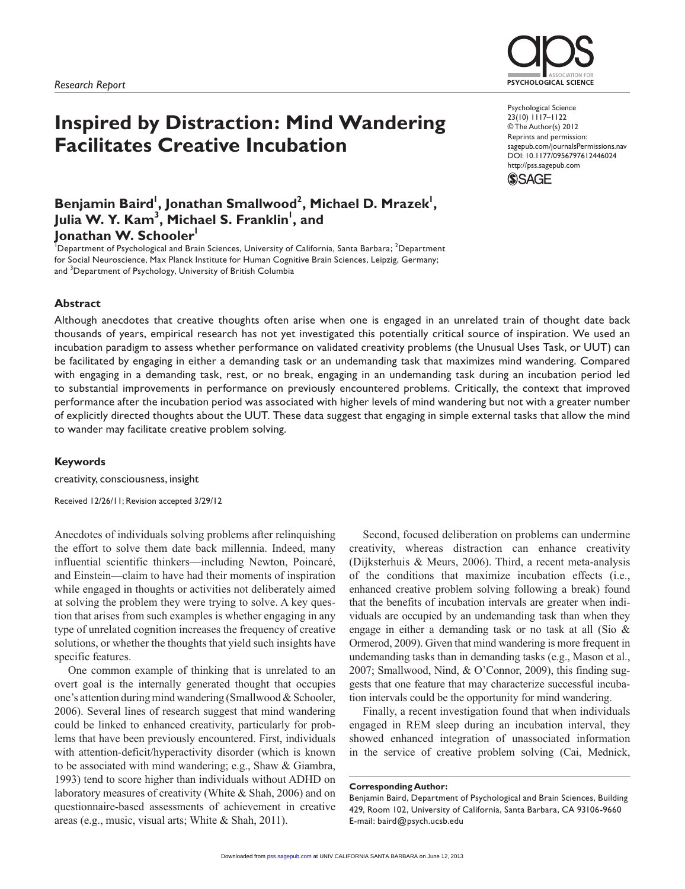Research Report

# Inspired by Distraction: Mind Wandering Facilitates Creative Incubation

Psychological Science
23(10) 1117–1122
© The Author(s) 2012
Reprints and permission:
sagepub.com/journalsPermissions.nav
DOI: 10.1177/0956797612446024
http://pss.sagepub.com

**Benjamin Baird[1], Jonathan Smallwood[2], Michael D. Mrazek[1], Julia W. Y. Kam[3], Michael S. Franklin[1], and Jonathan W. Schooler[1]**

[1]Department of Psychological and Brain Sciences, University of California, Santa Barbara; [2]Department for Social Neuroscience, Max Planck Institute for Human Cognitive Brain Sciences, Leipzig, Germany; and [3]Department of Psychology, University of British Columbia

## Abstract

Although anecdotes that creative thoughts often arise when one is engaged in an unrelated train of thought date back thousands of years, empirical research has not yet investigated this potentially critical source of inspiration. We used an incubation paradigm to assess whether performance on validated creativity problems (the Unusual Uses Task, or UUT) can be facilitated by engaging in either a demanding task or an undemanding task that maximizes mind wandering. Compared with engaging in a demanding task, rest, or no break, engaging in an undemanding task during an incubation period led to substantial improvements in performance on previously encountered problems. Critically, the context that improved performance after the incubation period was associated with higher levels of mind wandering but not with a greater number of explicitly directed thoughts about the UUT. These data suggest that engaging in simple external tasks that allow the mind to wander may facilitate creative problem solving.

### Keywords

creativity, consciousness, insight

Received 12/26/11; Revision accepted 3/29/12

Anecdotes of individuals solving problems after relinquishing the effort to solve them date back millennia. Indeed, many influential scientific thinkers—including Newton, Poincaré, and Einstein—claim to have had their moments of inspiration while engaged in thoughts or activities not deliberately aimed at solving the problem they were trying to solve. A key question that arises from such examples is whether engaging in any type of unrelated cognition increases the frequency of creative solutions, or whether the thoughts that yield such insights have specific features.

One common example of thinking that is unrelated to an overt goal is the internally generated thought that occupies one's attention during mind wandering (Smallwood & Schooler, 2006). Several lines of research suggest that mind wandering could be linked to enhanced creativity, particularly for problems that have been previously encountered. First, individuals with attention-deficit/hyperactivity disorder (which is known to be associated with mind wandering; e.g., Shaw & Giambra, 1993) tend to score higher than individuals without ADHD on laboratory measures of creativity (White & Shah, 2006) and on questionnaire-based assessments of achievement in creative areas (e.g., music, visual arts; White & Shah, 2011).

Second, focused deliberation on problems can undermine creativity, whereas distraction can enhance creativity (Dijksterhuis & Meurs, 2006). Third, a recent meta-analysis of the conditions that maximize incubation effects (i.e., enhanced creative problem solving following a break) found that the benefits of incubation intervals are greater when individuals are occupied by an undemanding task than when they engage in either a demanding task or no task at all (Sio & Ormerod, 2009). Given that mind wandering is more frequent in undemanding tasks than in demanding tasks (e.g., Mason et al., 2007; Smallwood, Nind, & O'Connor, 2009), this finding suggests that one feature that may characterize successful incubation intervals could be the opportunity for mind wandering.

Finally, a recent investigation found that when individuals engaged in REM sleep during an incubation interval, they showed enhanced integration of unassociated information in the service of creative problem solving (Cai, Mednick,

**Corresponding Author:**
Benjamin Baird, Department of Psychological and Brain Sciences, Building 429, Room 102, University of California, Santa Barbara, CA 93106-9660
E-mail: baird@psych.ucsb.edu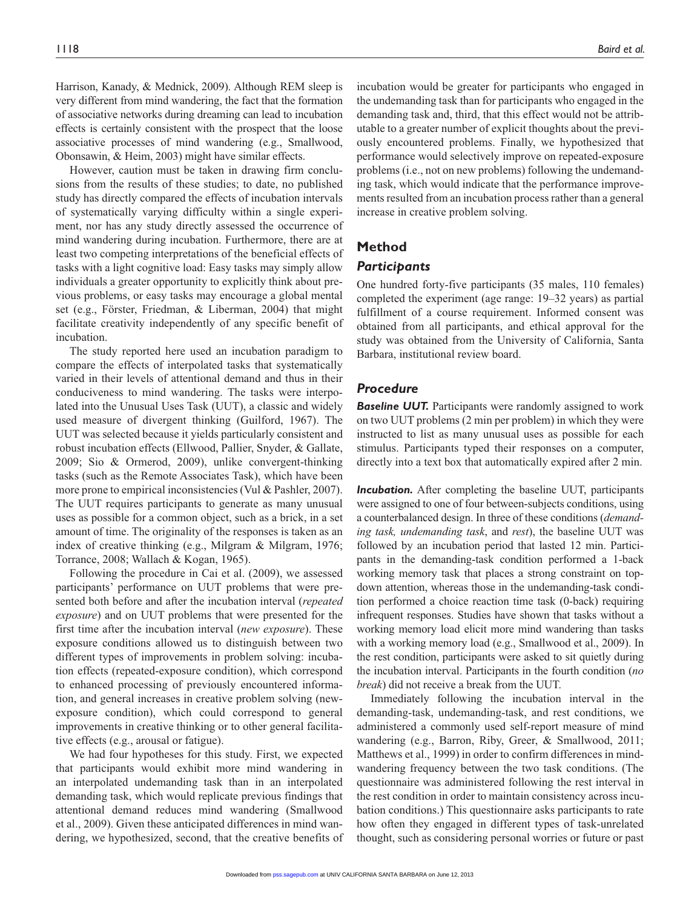Harrison, Kanady, & Mednick, 2009). Although REM sleep is very different from mind wandering, the fact that the formation of associative networks during dreaming can lead to incubation effects is certainly consistent with the prospect that the loose associative processes of mind wandering (e.g., Smallwood, Obonsawin, & Heim, 2003) might have similar effects.

However, caution must be taken in drawing firm conclusions from the results of these studies; to date, no published study has directly compared the effects of incubation intervals of systematically varying difficulty within a single experiment, nor has any study directly assessed the occurrence of mind wandering during incubation. Furthermore, there are at least two competing interpretations of the beneficial effects of tasks with a light cognitive load: Easy tasks may simply allow individuals a greater opportunity to explicitly think about previous problems, or easy tasks may encourage a global mental set (e.g., Förster, Friedman, & Liberman, 2004) that might facilitate creativity independently of any specific benefit of incubation.

The study reported here used an incubation paradigm to compare the effects of interpolated tasks that systematically varied in their levels of attentional demand and thus in their conduciveness to mind wandering. The tasks were interpolated into the Unusual Uses Task (UUT), a classic and widely used measure of divergent thinking (Guilford, 1967). The UUT was selected because it yields particularly consistent and robust incubation effects (Ellwood, Pallier, Snyder, & Gallate, 2009; Sio & Ormerod, 2009), unlike convergent-thinking tasks (such as the Remote Associates Task), which have been more prone to empirical inconsistencies (Vul & Pashler, 2007). The UUT requires participants to generate as many unusual uses as possible for a common object, such as a brick, in a set amount of time. The originality of the responses is taken as an index of creative thinking (e.g., Milgram & Milgram, 1976; Torrance, 2008; Wallach & Kogan, 1965).

Following the procedure in Cai et al. (2009), we assessed participants' performance on UUT problems that were presented both before and after the incubation interval (*repeated exposure*) and on UUT problems that were presented for the first time after the incubation interval (*new exposure*). These exposure conditions allowed us to distinguish between two different types of improvements in problem solving: incubation effects (repeated-exposure condition), which correspond to enhanced processing of previously encountered information, and general increases in creative problem solving (new-exposure condition), which could correspond to general improvements in creative thinking or to other general facilitative effects (e.g., arousal or fatigue).

We had four hypotheses for this study. First, we expected that participants would exhibit more mind wandering in an interpolated undemanding task than in an interpolated demanding task, which would replicate previous findings that attentional demand reduces mind wandering (Smallwood et al., 2009). Given these anticipated differences in mind wandering, we hypothesized, second, that the creative benefits of incubation would be greater for participants who engaged in the undemanding task than for participants who engaged in the demanding task and, third, that this effect would not be attributable to a greater number of explicit thoughts about the previously encountered problems. Finally, we hypothesized that performance would selectively improve on repeated-exposure problems (i.e., not on new problems) following the undemanding task, which would indicate that the performance improvements resulted from an incubation process rather than a general increase in creative problem solving.

## Method

### Participants

One hundred forty-five participants (35 males, 110 females) completed the experiment (age range: 19–32 years) as partial fulfillment of a course requirement. Informed consent was obtained from all participants, and ethical approval for the study was obtained from the University of California, Santa Barbara, institutional review board.

### Procedure

***Baseline UUT.*** Participants were randomly assigned to work on two UUT problems (2 min per problem) in which they were instructed to list as many unusual uses as possible for each stimulus. Participants typed their responses on a computer, directly into a text box that automatically expired after 2 min.

***Incubation.*** After completing the baseline UUT, participants were assigned to one of four between-subjects conditions, using a counterbalanced design. In three of these conditions (*demanding task, undemanding task*, and *rest*), the baseline UUT was followed by an incubation period that lasted 12 min. Participants in the demanding-task condition performed a 1-back working memory task that places a strong constraint on top-down attention, whereas those in the undemanding-task condition performed a choice reaction time task (0-back) requiring infrequent responses. Studies have shown that tasks without a working memory load elicit more mind wandering than tasks with a working memory load (e.g., Smallwood et al., 2009). In the rest condition, participants were asked to sit quietly during the incubation interval. Participants in the fourth condition (*no break*) did not receive a break from the UUT.

Immediately following the incubation interval in the demanding-task, undemanding-task, and rest conditions, we administered a commonly used self-report measure of mind wandering (e.g., Barron, Riby, Greer, & Smallwood, 2011; Matthews et al., 1999) in order to confirm differences in mind-wandering frequency between the two task conditions. (The questionnaire was administered following the rest interval in the rest condition in order to maintain consistency across incubation conditions.) This questionnaire asks participants to rate how often they engaged in different types of task-unrelated thought, such as considering personal worries or future or past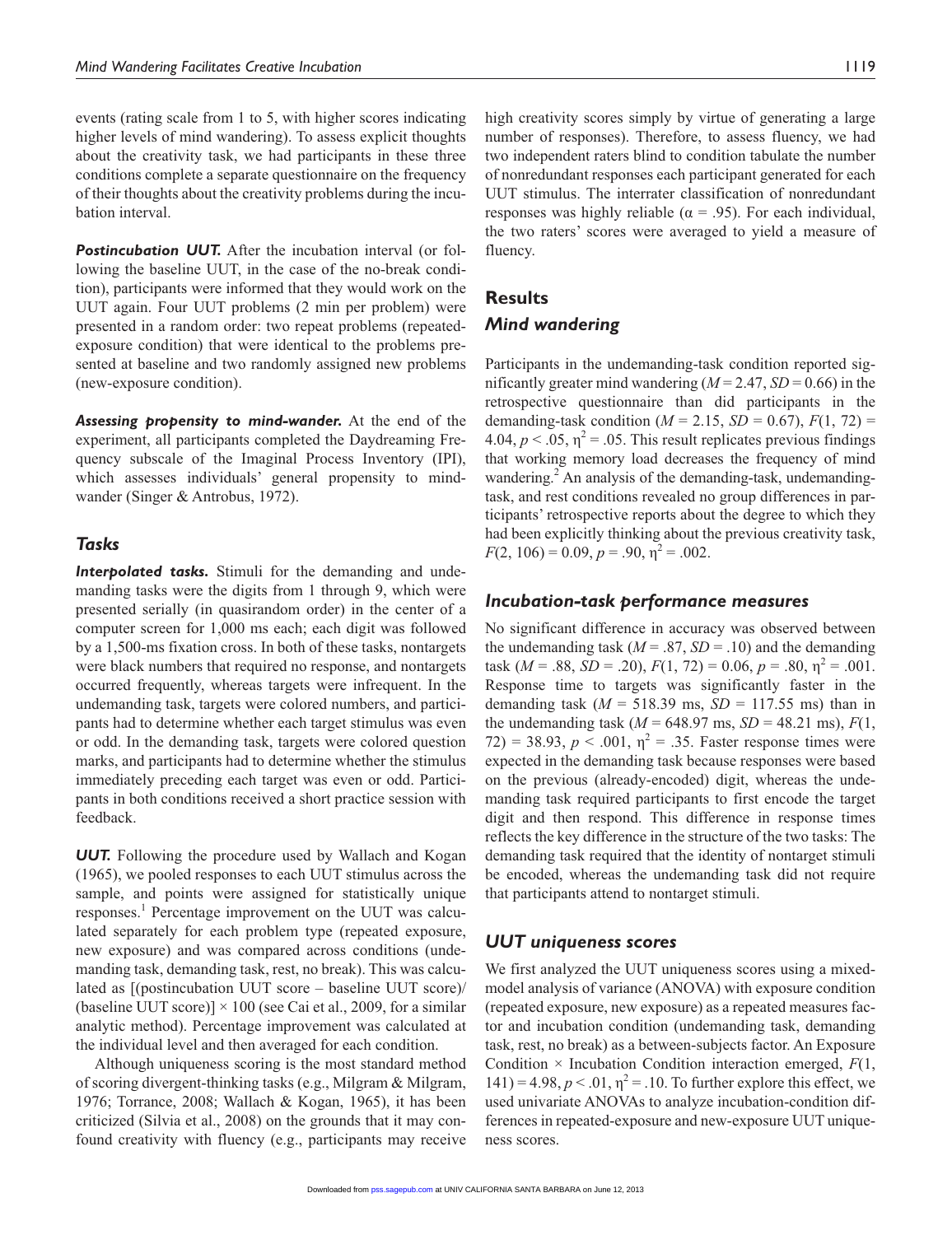events (rating scale from 1 to 5, with higher scores indicating higher levels of mind wandering). To assess explicit thoughts about the creativity task, we had participants in these three conditions complete a separate questionnaire on the frequency of their thoughts about the creativity problems during the incubation interval.

***Postincubation UUT.*** After the incubation interval (or following the baseline UUT, in the case of the no-break condition), participants were informed that they would work on the UUT again. Four UUT problems (2 min per problem) were presented in a random order: two repeat problems (repeated-exposure condition) that were identical to the problems presented at baseline and two randomly assigned new problems (new-exposure condition).

***Assessing propensity to mind-wander.*** At the end of the experiment, all participants completed the Daydreaming Frequency subscale of the Imaginal Process Inventory (IPI), which assesses individuals' general propensity to mind-wander (Singer & Antrobus, 1972).

### *Tasks*

***Interpolated tasks.*** Stimuli for the demanding and undemanding tasks were the digits from 1 through 9, which were presented serially (in quasirandom order) in the center of a computer screen for 1,000 ms each; each digit was followed by a 1,500-ms fixation cross. In both of these tasks, nontargets were black numbers that required no response, and nontargets occurred frequently, whereas targets were infrequent. In the undemanding task, targets were colored numbers, and participants had to determine whether each target stimulus was even or odd. In the demanding task, targets were colored question marks, and participants had to determine whether the stimulus immediately preceding each target was even or odd. Participants in both conditions received a short practice session with feedback.

***UUT.*** Following the procedure used by Wallach and Kogan (1965), we pooled responses to each UUT stimulus across the sample, and points were assigned for statistically unique responses.[1] Percentage improvement on the UUT was calculated separately for each problem type (repeated exposure, new exposure) and was compared across conditions (undemanding task, demanding task, rest, no break). This was calculated as [(postincubation UUT score – baseline UUT score)/(baseline UUT score)] × 100 (see Cai et al., 2009, for a similar analytic method). Percentage improvement was calculated at the individual level and then averaged for each condition.

Although uniqueness scoring is the most standard method of scoring divergent-thinking tasks (e.g., Milgram & Milgram, 1976; Torrance, 2008; Wallach & Kogan, 1965), it has been criticized (Silvia et al., 2008) on the grounds that it may confound creativity with fluency (e.g., participants may receive high creativity scores simply by virtue of generating a large number of responses). Therefore, to assess fluency, we had two independent raters blind to condition tabulate the number of nonredundant responses each participant generated for each UUT stimulus. The interrater classification of nonredundant responses was highly reliable ($\alpha = .95$). For each individual, the two raters' scores were averaged to yield a measure of fluency.

## Results

### *Mind wandering*

Participants in the undemanding-task condition reported significantly greater mind wandering ($M = 2.47$, $SD = 0.66$) in the retrospective questionnaire than did participants in the demanding-task condition ($M = 2.15$, $SD = 0.67$), $F(1, 72) = 4.04$, $p < .05$, $\eta^2 = .05$. This result replicates previous findings that working memory load decreases the frequency of mind wandering.[2] An analysis of the demanding-task, undemanding-task, and rest conditions revealed no group differences in participants' retrospective reports about the degree to which they had been explicitly thinking about the previous creativity task, $F(2, 106) = 0.09$, $p = .90$, $\eta^2 = .002$.

### *Incubation-task performance measures*

No significant difference in accuracy was observed between the undemanding task ($M = .87$, $SD = .10$) and the demanding task ($M = .88$, $SD = .20$), $F(1, 72) = 0.06$, $p = .80$, $\eta^2 = .001$. Response time to targets was significantly faster in the demanding task ($M = 518.39$ ms, $SD = 117.55$ ms) than in the undemanding task ($M = 648.97$ ms, $SD = 48.21$ ms), $F(1, 72) = 38.93$, $p < .001$, $\eta^2 = .35$. Faster response times were expected in the demanding task because responses were based on the previous (already-encoded) digit, whereas the undemanding task required participants to first encode the target digit and then respond. This difference in response times reflects the key difference in the structure of the two tasks: The demanding task required that the identity of nontarget stimuli be encoded, whereas the undemanding task did not require that participants attend to nontarget stimuli.

### *UUT uniqueness scores*

We first analyzed the UUT uniqueness scores using a mixed-model analysis of variance (ANOVA) with exposure condition (repeated exposure, new exposure) as a repeated measures factor and incubation condition (undemanding task, demanding task, rest, no break) as a between-subjects factor. An Exposure Condition × Incubation Condition interaction emerged, $F(1, 141) = 4.98$, $p < .01$, $\eta^2 = .10$. To further explore this effect, we used univariate ANOVAs to analyze incubation-condition differences in repeated-exposure and new-exposure UUT uniqueness scores.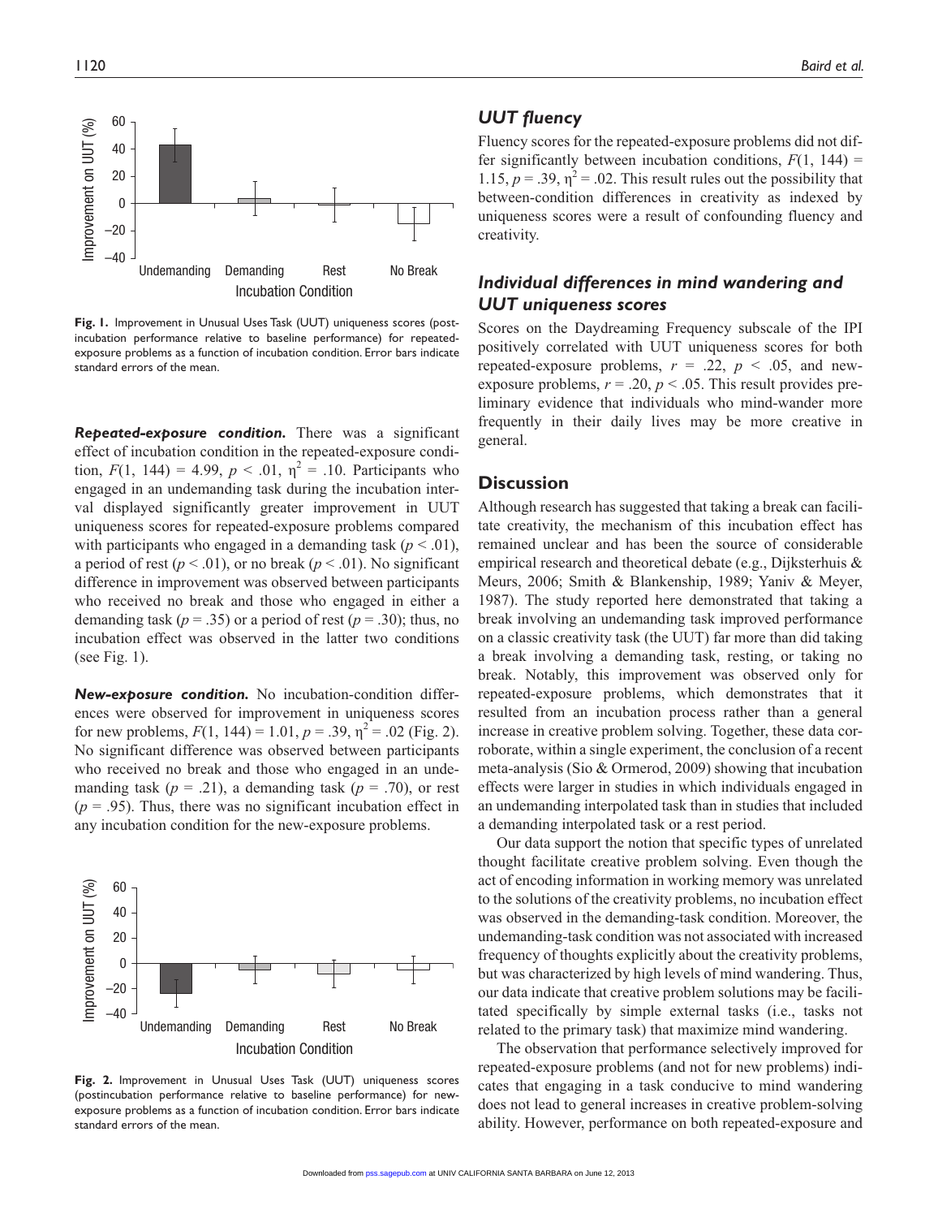Improvement on UUT (%)

60

40

20

0

−20

−40

Undemanding

Demanding

Rest

No Break

Incubation Condition

**Fig. 1.** Improvement in Unusual Uses Task (UUT) uniqueness scores (post-incubation performance relative to baseline performance) for repeated-exposure problems as a function of incubation condition. Error bars indicate standard errors of the mean.

***Repeated-exposure condition.*** There was a significant effect of incubation condition in the repeated-exposure condition, $F(1, 144) = 4.99$, $p < .01$, $\eta^2 = .10$. Participants who engaged in an undemanding task during the incubation interval displayed significantly greater improvement in UUT uniqueness scores for repeated-exposure problems compared with participants who engaged in a demanding task ($p < .01$), a period of rest ($p < .01$), or no break ($p < .01$). No significant difference in improvement was observed between participants who received no break and those who engaged in either a demanding task ($p = .35$) or a period of rest ($p = .30$); thus, no incubation effect was observed in the latter two conditions (see Fig. 1).

***New-exposure condition.*** No incubation-condition differences were observed for improvement in uniqueness scores for new problems, $F(1, 144) = 1.01$, $p = .39$, $\eta^2 = .02$ (Fig. 2). No significant difference was observed between participants who received no break and those who engaged in an undemanding task ($p = .21$), a demanding task ($p = .70$), or rest ($p = .95$). Thus, there was no significant incubation effect in any incubation condition for the new-exposure problems.

Improvement on UUT (%)

60

40

20

0

−20

−40

Undemanding

Demanding

Rest

No Break

Incubation Condition

**Fig. 2.** Improvement in Unusual Uses Task (UUT) uniqueness scores (postincubation performance relative to baseline performance) for new-exposure problems as a function of incubation condition. Error bars indicate standard errors of the mean.

## *UUT fluency*

Fluency scores for the repeated-exposure problems did not differ significantly between incubation conditions, $F(1, 144) = 1.15$, $p = .39$, $\eta^2 = .02$. This result rules out the possibility that between-condition differences in creativity as indexed by uniqueness scores were a result of confounding fluency and creativity.

## *Individual differences in mind wandering and UUT uniqueness scores*

Scores on the Daydreaming Frequency subscale of the IPI positively correlated with UUT uniqueness scores for both repeated-exposure problems, $r = .22$, $p < .05$, and new-exposure problems, $r = .20$, $p < .05$. This result provides preliminary evidence that individuals who mind-wander more frequently in their daily lives may be more creative in general.

# Discussion

Although research has suggested that taking a break can facilitate creativity, the mechanism of this incubation effect has remained unclear and has been the source of considerable empirical research and theoretical debate (e.g., Dijksterhuis & Meurs, 2006; Smith & Blankenship, 1989; Yaniv & Meyer, 1987). The study reported here demonstrated that taking a break involving an undemanding task improved performance on a classic creativity task (the UUT) far more than did taking a break involving a demanding task, resting, or taking no break. Notably, this improvement was observed only for repeated-exposure problems, which demonstrates that it resulted from an incubation process rather than a general increase in creative problem solving. Together, these data corroborate, within a single experiment, the conclusion of a recent meta-analysis (Sio & Ormerod, 2009) showing that incubation effects were larger in studies in which individuals engaged in an undemanding interpolated task than in studies that included a demanding interpolated task or a rest period.

Our data support the notion that specific types of unrelated thought facilitate creative problem solving. Even though the act of encoding information in working memory was unrelated to the solutions of the creativity problems, no incubation effect was observed in the demanding-task condition. Moreover, the undemanding-task condition was not associated with increased frequency of thoughts explicitly about the creativity problems, but was characterized by high levels of mind wandering. Thus, our data indicate that creative problem solutions may be facilitated specifically by simple external tasks (i.e., tasks not related to the primary task) that maximize mind wandering.

The observation that performance selectively improved for repeated-exposure problems (and not for new problems) indicates that engaging in a task conducive to mind wandering does not lead to general increases in creative problem-solving ability. However, performance on both repeated-exposure and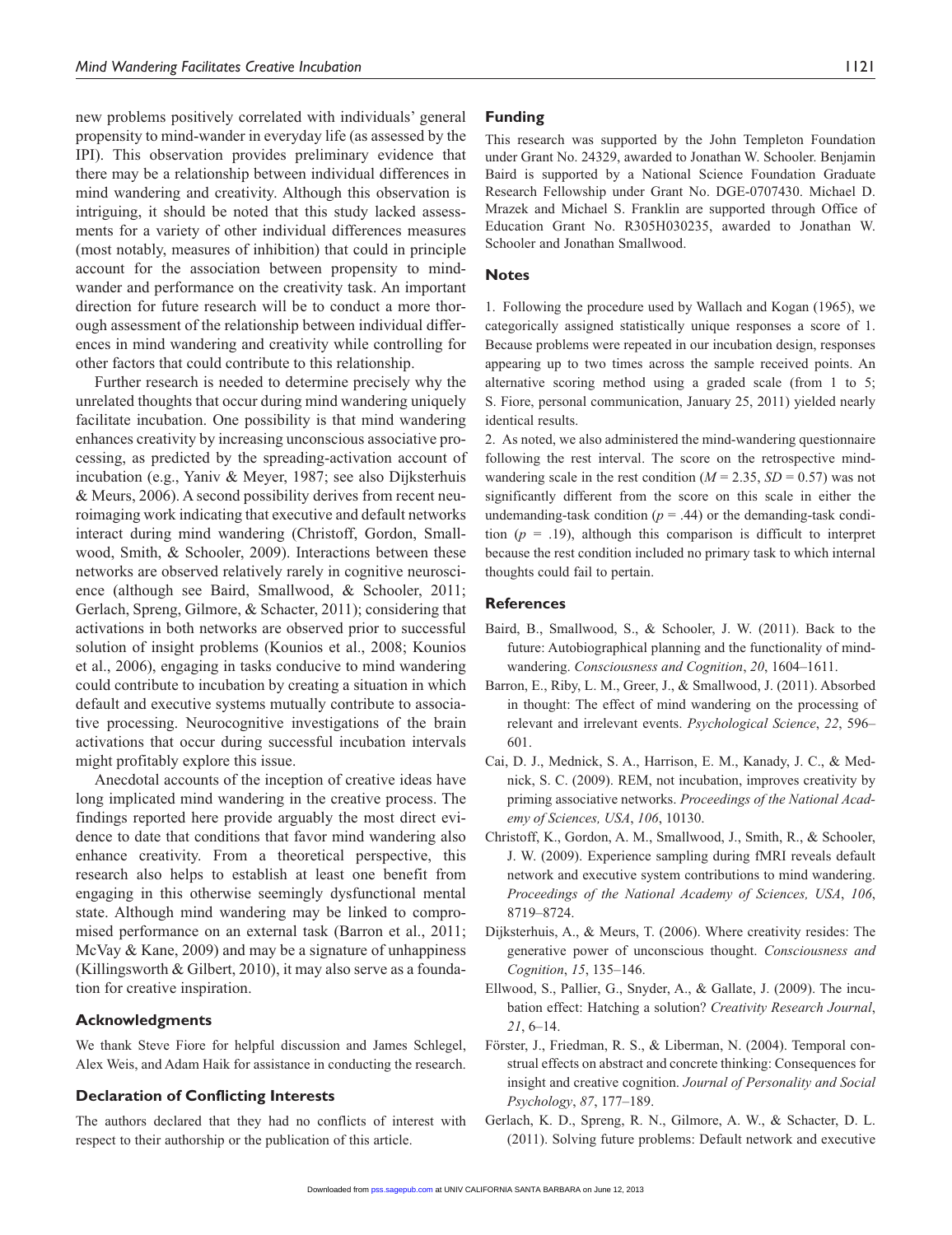new problems positively correlated with individuals' general propensity to mind-wander in everyday life (as assessed by the IPI). This observation provides preliminary evidence that there may be a relationship between individual differences in mind wandering and creativity. Although this observation is intriguing, it should be noted that this study lacked assessments for a variety of other individual differences measures (most notably, measures of inhibition) that could in principle account for the association between propensity to mind-wander and performance on the creativity task. An important direction for future research will be to conduct a more thorough assessment of the relationship between individual differences in mind wandering and creativity while controlling for other factors that could contribute to this relationship.

Further research is needed to determine precisely why the unrelated thoughts that occur during mind wandering uniquely facilitate incubation. One possibility is that mind wandering enhances creativity by increasing unconscious associative processing, as predicted by the spreading-activation account of incubation (e.g., Yaniv & Meyer, 1987; see also Dijksterhuis & Meurs, 2006). A second possibility derives from recent neuroimaging work indicating that executive and default networks interact during mind wandering (Christoff, Gordon, Smallwood, Smith, & Schooler, 2009). Interactions between these networks are observed relatively rarely in cognitive neuroscience (although see Baird, Smallwood, & Schooler, 2011; Gerlach, Spreng, Gilmore, & Schacter, 2011); considering that activations in both networks are observed prior to successful solution of insight problems (Kounios et al., 2008; Kounios et al., 2006), engaging in tasks conducive to mind wandering could contribute to incubation by creating a situation in which default and executive systems mutually contribute to associative processing. Neurocognitive investigations of the brain activations that occur during successful incubation intervals might profitably explore this issue.

Anecdotal accounts of the inception of creative ideas have long implicated mind wandering in the creative process. The findings reported here provide arguably the most direct evidence to date that conditions that favor mind wandering also enhance creativity. From a theoretical perspective, this research also helps to establish at least one benefit from engaging in this otherwise seemingly dysfunctional mental state. Although mind wandering may be linked to compromised performance on an external task (Barron et al., 2011; McVay & Kane, 2009) and may be a signature of unhappiness (Killingsworth & Gilbert, 2010), it may also serve as a foundation for creative inspiration.

## Acknowledgments

We thank Steve Fiore for helpful discussion and James Schlegel, Alex Weis, and Adam Haik for assistance in conducting the research.

## Declaration of Conflicting Interests

The authors declared that they had no conflicts of interest with respect to their authorship or the publication of this article.

## Funding

This research was supported by the John Templeton Foundation under Grant No. 24329, awarded to Jonathan W. Schooler. Benjamin Baird is supported by a National Science Foundation Graduate Research Fellowship under Grant No. DGE-0707430. Michael D. Mrazek and Michael S. Franklin are supported through Office of Education Grant No. R305H030235, awarded to Jonathan W. Schooler and Jonathan Smallwood.

## Notes

1. Following the procedure used by Wallach and Kogan (1965), we categorically assigned statistically unique responses a score of 1. Because problems were repeated in our incubation design, responses appearing up to two times across the sample received points. An alternative scoring method using a graded scale (from 1 to 5; S. Fiore, personal communication, January 25, 2011) yielded nearly identical results.

2. As noted, we also administered the mind-wandering questionnaire following the rest interval. The score on the retrospective mind-wandering scale in the rest condition ($M = 2.35$, $SD = 0.57$) was not significantly different from the score on this scale in either the undemanding-task condition ($p = .44$) or the demanding-task condition ($p = .19$), although this comparison is difficult to interpret because the rest condition included no primary task to which internal thoughts could fail to pertain.

## References

Baird, B., Smallwood, S., & Schooler, J. W. (2011). Back to the future: Autobiographical planning and the functionality of mind-wandering. *Consciousness and Cognition*, *20*, 1604–1611.

Barron, E., Riby, L. M., Greer, J., & Smallwood, J. (2011). Absorbed in thought: The effect of mind wandering on the processing of relevant and irrelevant events. *Psychological Science*, *22*, 596–601.

Cai, D. J., Mednick, S. A., Harrison, E. M., Kanady, J. C., & Mednick, S. C. (2009). REM, not incubation, improves creativity by priming associative networks. *Proceedings of the National Academy of Sciences, USA*, *106*, 10130.

Christoff, K., Gordon, A. M., Smallwood, J., Smith, R., & Schooler, J. W. (2009). Experience sampling during fMRI reveals default network and executive system contributions to mind wandering. *Proceedings of the National Academy of Sciences, USA*, *106*, 8719–8724.

Dijksterhuis, A., & Meurs, T. (2006). Where creativity resides: The generative power of unconscious thought. *Consciousness and Cognition*, *15*, 135–146.

Ellwood, S., Pallier, G., Snyder, A., & Gallate, J. (2009). The incubation effect: Hatching a solution? *Creativity Research Journal*, *21*, 6–14.

Förster, J., Friedman, R. S., & Liberman, N. (2004). Temporal construal effects on abstract and concrete thinking: Consequences for insight and creative cognition. *Journal of Personality and Social Psychology*, *87*, 177–189.

Gerlach, K. D., Spreng, R. N., Gilmore, A. W., & Schacter, D. L. (2011). Solving future problems: Default network and executive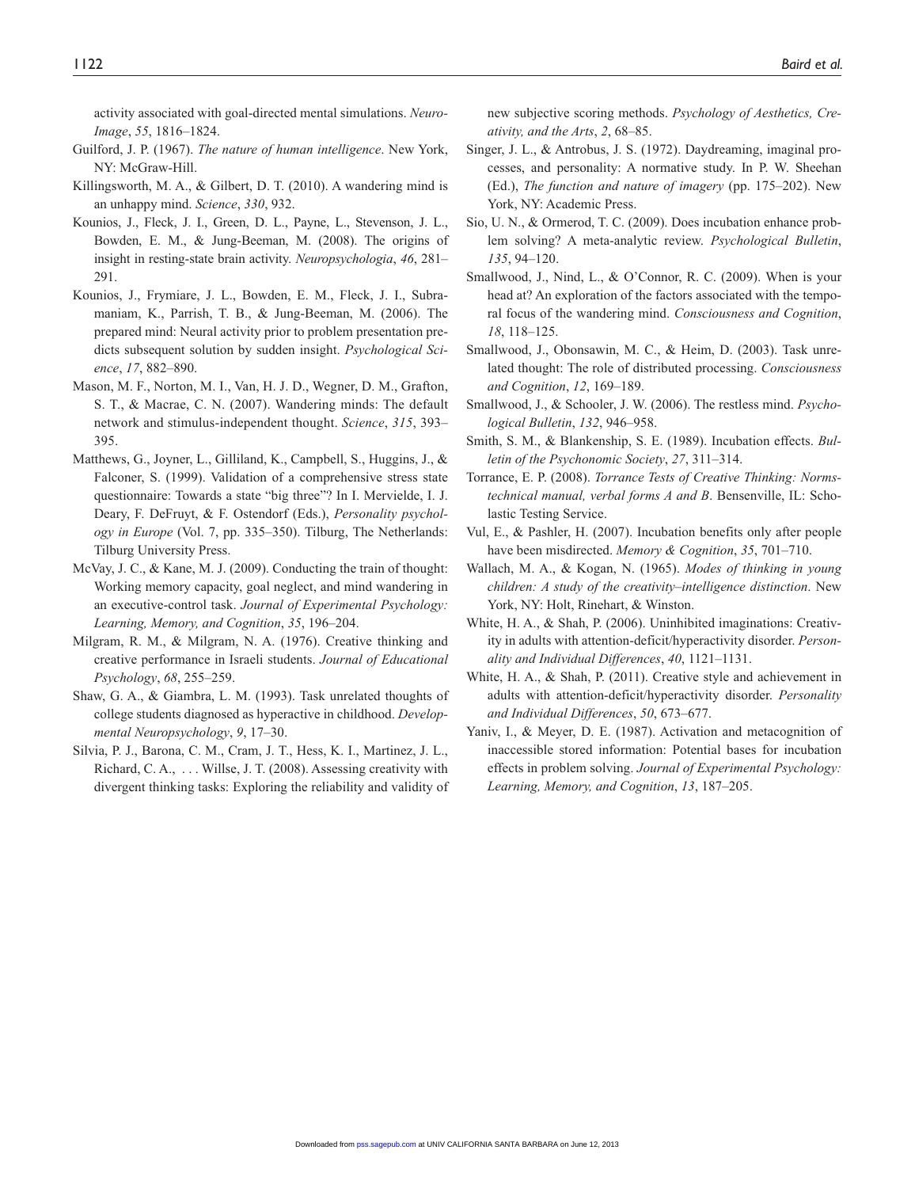activity associated with goal-directed mental simulations. *NeuroImage*, *55*, 1816–1824.

Guilford, J. P. (1967). *The nature of human intelligence*. New York, NY: McGraw-Hill.

Killingsworth, M. A., & Gilbert, D. T. (2010). A wandering mind is an unhappy mind. *Science*, *330*, 932.

Kounios, J., Fleck, J. I., Green, D. L., Payne, L., Stevenson, J. L., Bowden, E. M., & Jung-Beeman, M. (2008). The origins of insight in resting-state brain activity. *Neuropsychologia*, *46*, 281–291.

Kounios, J., Frymiare, J. L., Bowden, E. M., Fleck, J. I., Subramaniam, K., Parrish, T. B., & Jung-Beeman, M. (2006). The prepared mind: Neural activity prior to problem presentation predicts subsequent solution by sudden insight. *Psychological Science*, *17*, 882–890.

Mason, M. F., Norton, M. I., Van, H. J. D., Wegner, D. M., Grafton, S. T., & Macrae, C. N. (2007). Wandering minds: The default network and stimulus-independent thought. *Science*, *315*, 393–395.

Matthews, G., Joyner, L., Gilliland, K., Campbell, S., Huggins, J., & Falconer, S. (1999). Validation of a comprehensive stress state questionnaire: Towards a state "big three"? In I. Mervielde, I. J. Deary, F. DeFruyt, & F. Ostendorf (Eds.), *Personality psychology in Europe* (Vol. 7, pp. 335–350). Tilburg, The Netherlands: Tilburg University Press.

McVay, J. C., & Kane, M. J. (2009). Conducting the train of thought: Working memory capacity, goal neglect, and mind wandering in an executive-control task. *Journal of Experimental Psychology: Learning, Memory, and Cognition*, *35*, 196–204.

Milgram, R. M., & Milgram, N. A. (1976). Creative thinking and creative performance in Israeli students. *Journal of Educational Psychology*, *68*, 255–259.

Shaw, G. A., & Giambra, L. M. (1993). Task unrelated thoughts of college students diagnosed as hyperactive in childhood. *Developmental Neuropsychology*, *9*, 17–30.

Silvia, P. J., Barona, C. M., Cram, J. T., Hess, K. I., Martinez, J. L., Richard, C. A., . . . Willse, J. T. (2008). Assessing creativity with divergent thinking tasks: Exploring the reliability and validity of new subjective scoring methods. *Psychology of Aesthetics, Creativity, and the Arts*, *2*, 68–85.

Singer, J. L., & Antrobus, J. S. (1972). Daydreaming, imaginal processes, and personality: A normative study. In P. W. Sheehan (Ed.), *The function and nature of imagery* (pp. 175–202). New York, NY: Academic Press.

Sio, U. N., & Ormerod, T. C. (2009). Does incubation enhance problem solving? A meta-analytic review. *Psychological Bulletin*, *135*, 94–120.

Smallwood, J., Nind, L., & O'Connor, R. C. (2009). When is your head at? An exploration of the factors associated with the temporal focus of the wandering mind. *Consciousness and Cognition*, *18*, 118–125.

Smallwood, J., Obonsawin, M. C., & Heim, D. (2003). Task unrelated thought: The role of distributed processing. *Consciousness and Cognition*, *12*, 169–189.

Smallwood, J., & Schooler, J. W. (2006). The restless mind. *Psychological Bulletin*, *132*, 946–958.

Smith, S. M., & Blankenship, S. E. (1989). Incubation effects. *Bulletin of the Psychonomic Society*, *27*, 311–314.

Torrance, E. P. (2008). *Torrance Tests of Creative Thinking: Norms-technical manual, verbal forms A and B*. Bensenville, IL: Scholastic Testing Service.

Vul, E., & Pashler, H. (2007). Incubation benefits only after people have been misdirected. *Memory & Cognition*, *35*, 701–710.

Wallach, M. A., & Kogan, N. (1965). *Modes of thinking in young children: A study of the creativity–intelligence distinction*. New York, NY: Holt, Rinehart, & Winston.

White, H. A., & Shah, P. (2006). Uninhibited imaginations: Creativity in adults with attention-deficit/hyperactivity disorder. *Personality and Individual Differences*, *40*, 1121–1131.

White, H. A., & Shah, P. (2011). Creative style and achievement in adults with attention-deficit/hyperactivity disorder. *Personality and Individual Differences*, *50*, 673–677.

Yaniv, I., & Meyer, D. E. (1987). Activation and metacognition of inaccessible stored information: Potential bases for incubation effects in problem solving. *Journal of Experimental Psychology: Learning, Memory, and Cognition*, *13*, 187–205.